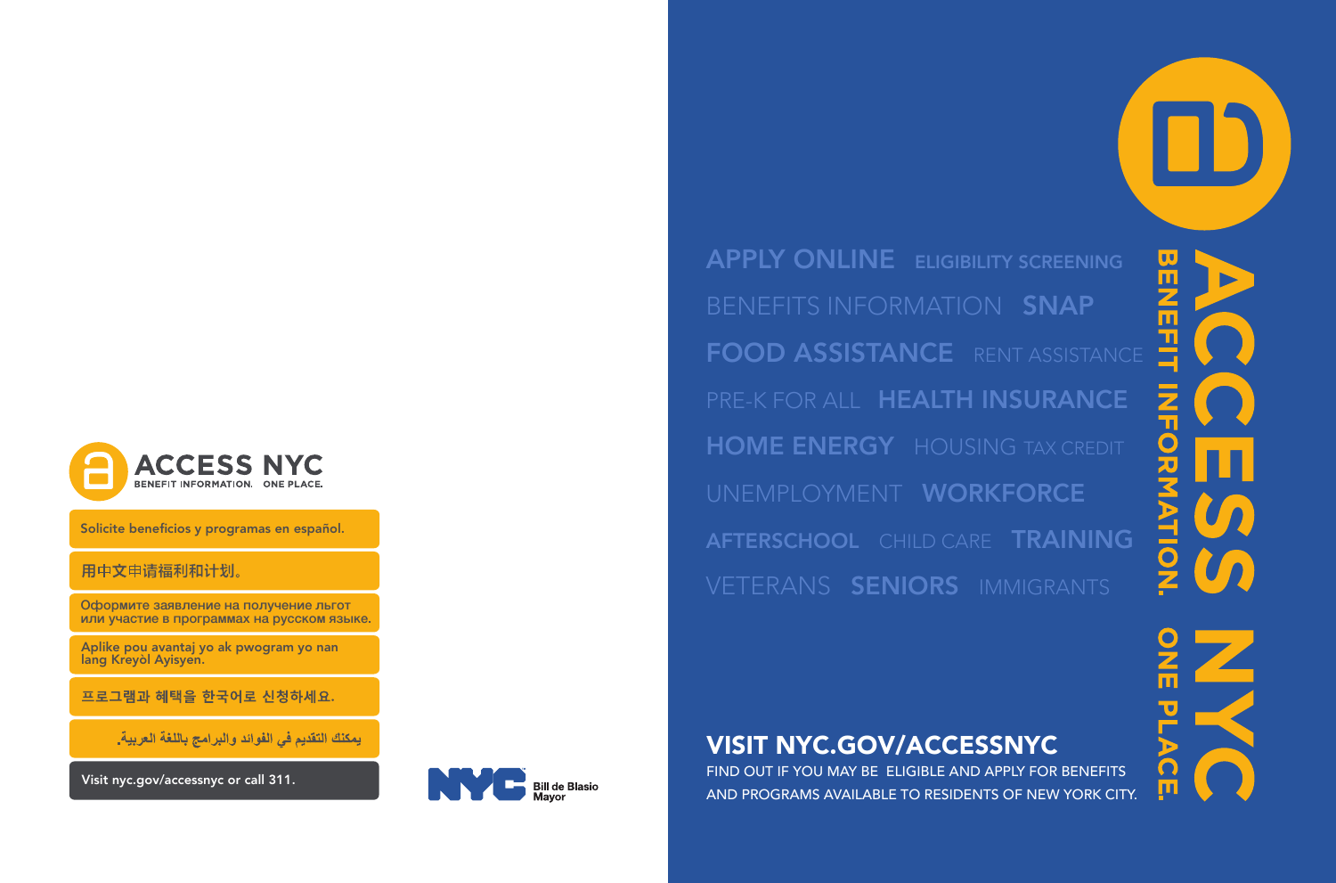# ACCESS NYC

BENEFIT INFORMATION. ONE PLACE.

Solicite beneficios y programas en español.

用中文申请福利和计划。

Оформите заявление на получение льгот или участие в программах на русском языке.

Aplike pou avantaj yo ak pwogram yo nan lang Kreyòl Ayisyen.

프로그램과 혜택을 한국어로 신청하세요.

يمكنك التقديم في الفوائد والبرامج باللغة العربية.

Visit nyc.gov/accessnyc or call 311.

NYC Bill de Blasio Mayor

---

# ACCESS NYC

BENEFIT INFORMATION. ONE PLACE.

APPLY ONLINE ELIGIBILITY SCREENING
BENEFITS INFORMATION SNAP
FOOD ASSISTANCE RENT ASSISTANCE
PRE-K FOR ALL HEALTH INSURANCE
HOME ENERGY HOUSING TAX CREDIT
UNEMPLOYMENT WORKFORCE
AFTERSCHOOL CHILD CARE TRAINING
VETERANS SENIORS IMMIGRANTS

## VISIT NYC.GOV/ACCESSNYC

FIND OUT IF YOU MAY BE ELIGIBLE AND APPLY FOR BENEFITS AND PROGRAMS AVAILABLE TO RESIDENTS OF NEW YORK CITY.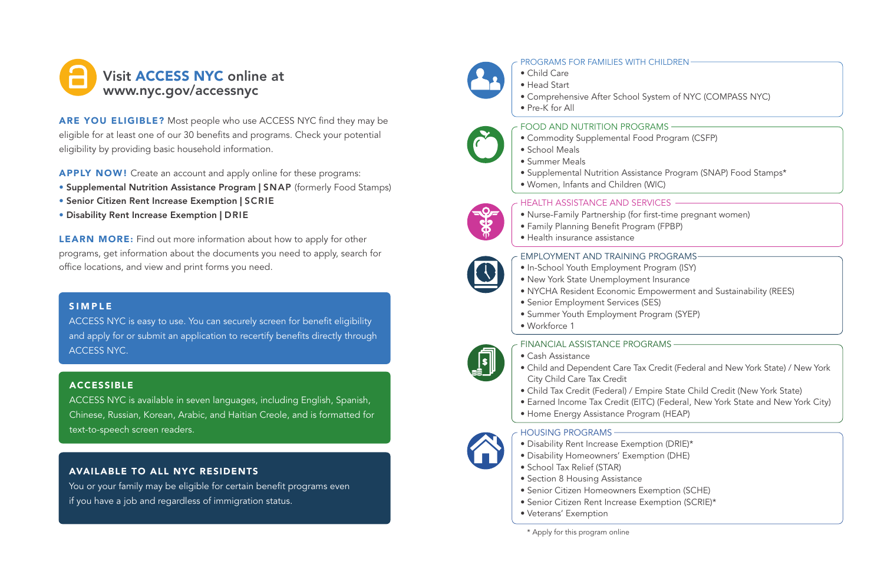## Visit **ACCESS NYC** online at www.nyc.gov/accessnyc

**ARE YOU ELIGIBLE?** Most people who use ACCESS NYC find they may be eligible for at least one of our 30 benefits and programs. Check your potential eligibility by providing basic household information.

**APPLY NOW!** Create an account and apply online for these programs:

- **Supplemental Nutrition Assistance Program | SNAP** (formerly Food Stamps)
- **Senior Citizen Rent Increase Exemption | SCRIE**
- **Disability Rent Increase Exemption | DRIE**

**LEARN MORE:** Find out more information about how to apply for other programs, get information about the documents you need to apply, search for office locations, and view and print forms you need.

### SIMPLE

ACCESS NYC is easy to use. You can securely screen for benefit eligibility and apply for or submit an application to recertify benefits directly through ACCESS NYC.

### ACCESSIBLE

ACCESS NYC is available in seven languages, including English, Spanish, Chinese, Russian, Korean, Arabic, and Haitian Creole, and is formatted for text-to-speech screen readers.

### AVAILABLE TO ALL NYC RESIDENTS

You or your family may be eligible for certain benefit programs even if you have a job and regardless of immigration status.

### PROGRAMS FOR FAMILIES WITH CHILDREN

- Child Care
- Head Start
- Comprehensive After School System of NYC (COMPASS NYC)
- Pre-K for All

### FOOD AND NUTRITION PROGRAMS

- Commodity Supplemental Food Program (CSFP)
- School Meals
- Summer Meals
- Supplemental Nutrition Assistance Program (SNAP) Food Stamps*
- Women, Infants and Children (WIC)

### HEALTH ASSISTANCE AND SERVICES

- Nurse-Family Partnership (for first-time pregnant women)
- Family Planning Benefit Program (FPBP)
- Health insurance assistance

### EMPLOYMENT AND TRAINING PROGRAMS

- In-School Youth Employment Program (ISY)
- New York State Unemployment Insurance
- NYCHA Resident Economic Empowerment and Sustainability (REES)
- Senior Employment Services (SES)
- Summer Youth Employment Program (SYEP)
- Workforce 1

### FINANCIAL ASSISTANCE PROGRAMS

- Cash Assistance
- Child and Dependent Care Tax Credit (Federal and New York State) / New York City Child Care Tax Credit
- Child Tax Credit (Federal) / Empire State Child Credit (New York State)
- Earned Income Tax Credit (EITC) (Federal, New York State and New York City)
- Home Energy Assistance Program (HEAP)

### HOUSING PROGRAMS

- Disability Rent Increase Exemption (DRIE)*
- Disability Homeowners' Exemption (DHE)
- School Tax Relief (STAR)
- Section 8 Housing Assistance
- Senior Citizen Homeowners Exemption (SCHE)
- Senior Citizen Rent Increase Exemption (SCRIE)*
- Veterans' Exemption

\* Apply for this program online